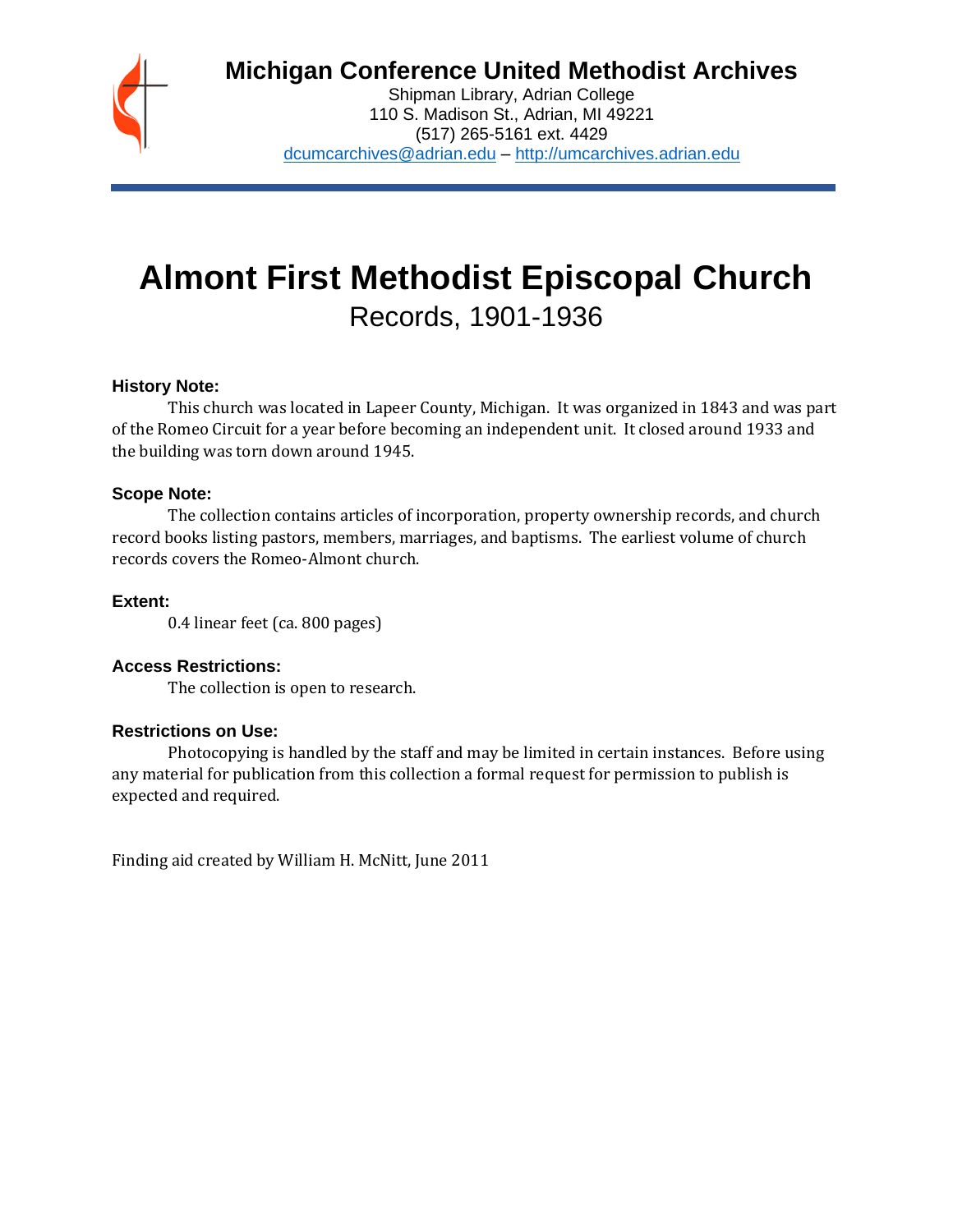# Michigan Conference United Methodist Archives

Shipman Library, Adrian College
110 S. Madison St., Adrian, MI 49221
(517) 265-5161 ext. 4429
dcumcarchives@adrian.edu – http://umcarchives.adrian.edu

# Almont First Methodist Episcopal Church

## Records, 1901-1936

### History Note:

This church was located in Lapeer County, Michigan. It was organized in 1843 and was part of the Romeo Circuit for a year before becoming an independent unit. It closed around 1933 and the building was torn down around 1945.

### Scope Note:

The collection contains articles of incorporation, property ownership records, and church record books listing pastors, members, marriages, and baptisms. The earliest volume of church records covers the Romeo-Almont church.

### Extent:

0.4 linear feet (ca. 800 pages)

### Access Restrictions:

The collection is open to research.

### Restrictions on Use:

Photocopying is handled by the staff and may be limited in certain instances. Before using any material for publication from this collection a formal request for permission to publish is expected and required.

Finding aid created by William H. McNitt, June 2011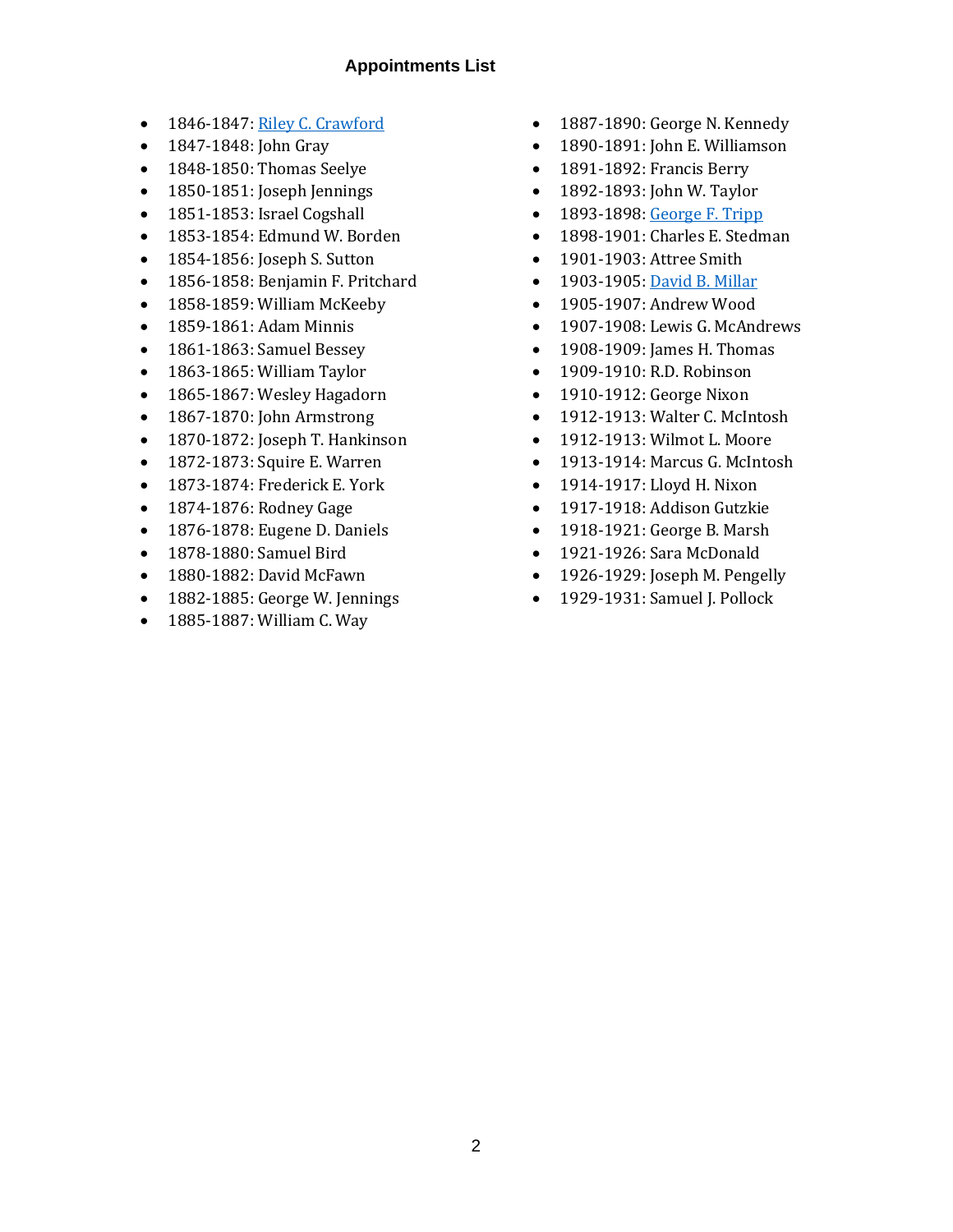## Appointments List

- 1846-1847: Riley C. Crawford
- 1847-1848: John Gray
- 1848-1850: Thomas Seelye
- 1850-1851: Joseph Jennings
- 1851-1853: Israel Cogshall
- 1853-1854: Edmund W. Borden
- 1854-1856: Joseph S. Sutton
- 1856-1858: Benjamin F. Pritchard
- 1858-1859: William McKeeby
- 1859-1861: Adam Minnis
- 1861-1863: Samuel Bessey
- 1863-1865: William Taylor
- 1865-1867: Wesley Hagadorn
- 1867-1870: John Armstrong
- 1870-1872: Joseph T. Hankinson
- 1872-1873: Squire E. Warren
- 1873-1874: Frederick E. York
- 1874-1876: Rodney Gage
- 1876-1878: Eugene D. Daniels
- 1878-1880: Samuel Bird
- 1880-1882: David McFawn
- 1882-1885: George W. Jennings
- 1885-1887: William C. Way
- 1887-1890: George N. Kennedy
- 1890-1891: John E. Williamson
- 1891-1892: Francis Berry
- 1892-1893: John W. Taylor
- 1893-1898: George F. Tripp
- 1898-1901: Charles E. Stedman
- 1901-1903: Attree Smith
- 1903-1905: David B. Millar
- 1905-1907: Andrew Wood
- 1907-1908: Lewis G. McAndrews
- 1908-1909: James H. Thomas
- 1909-1910: R.D. Robinson
- 1910-1912: George Nixon
- 1912-1913: Walter C. McIntosh
- 1912-1913: Wilmot L. Moore
- 1913-1914: Marcus G. McIntosh
- 1914-1917: Lloyd H. Nixon
- 1917-1918: Addison Gutzkie
- 1918-1921: George B. Marsh
- 1921-1926: Sara McDonald
- 1926-1929: Joseph M. Pengelly
- 1929-1931: Samuel J. Pollock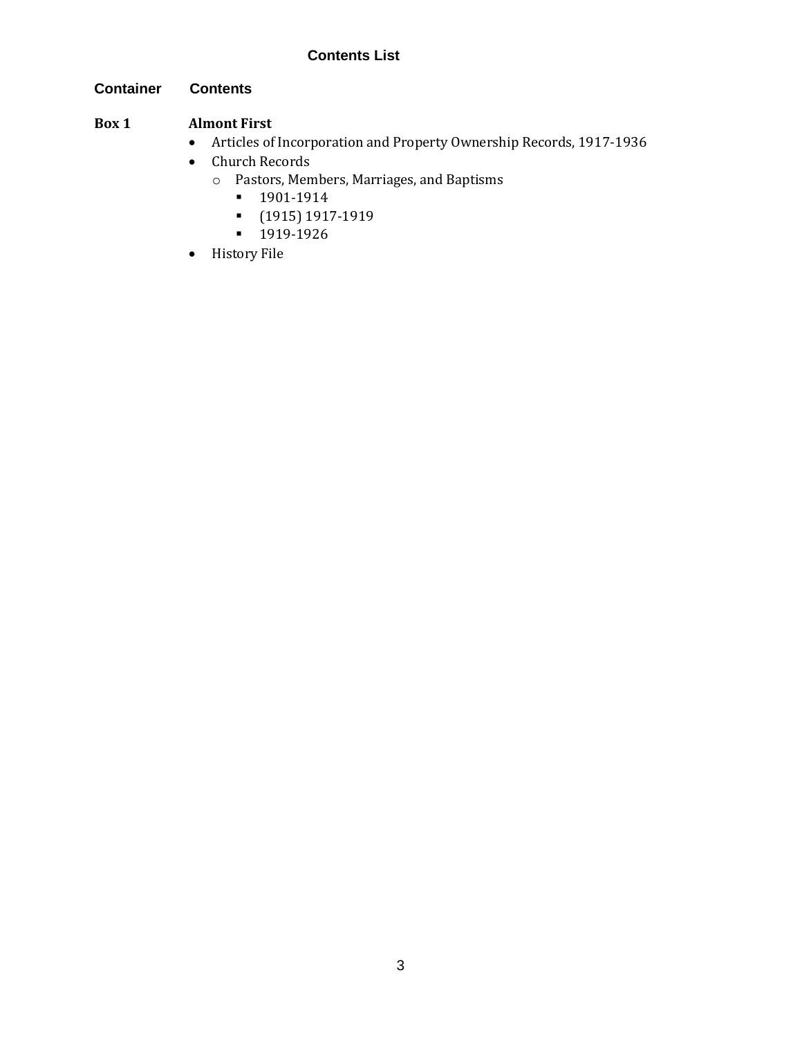## Contents List

| Container | Contents |
| --- | --- |
| **Box 1** | **Almont First** |

- Articles of Incorporation and Property Ownership Records, 1917-1936
- Church Records
  - Pastors, Members, Marriages, and Baptisms
    - 1901-1914
    - (1915) 1917-1919
    - 1919-1926
- History File